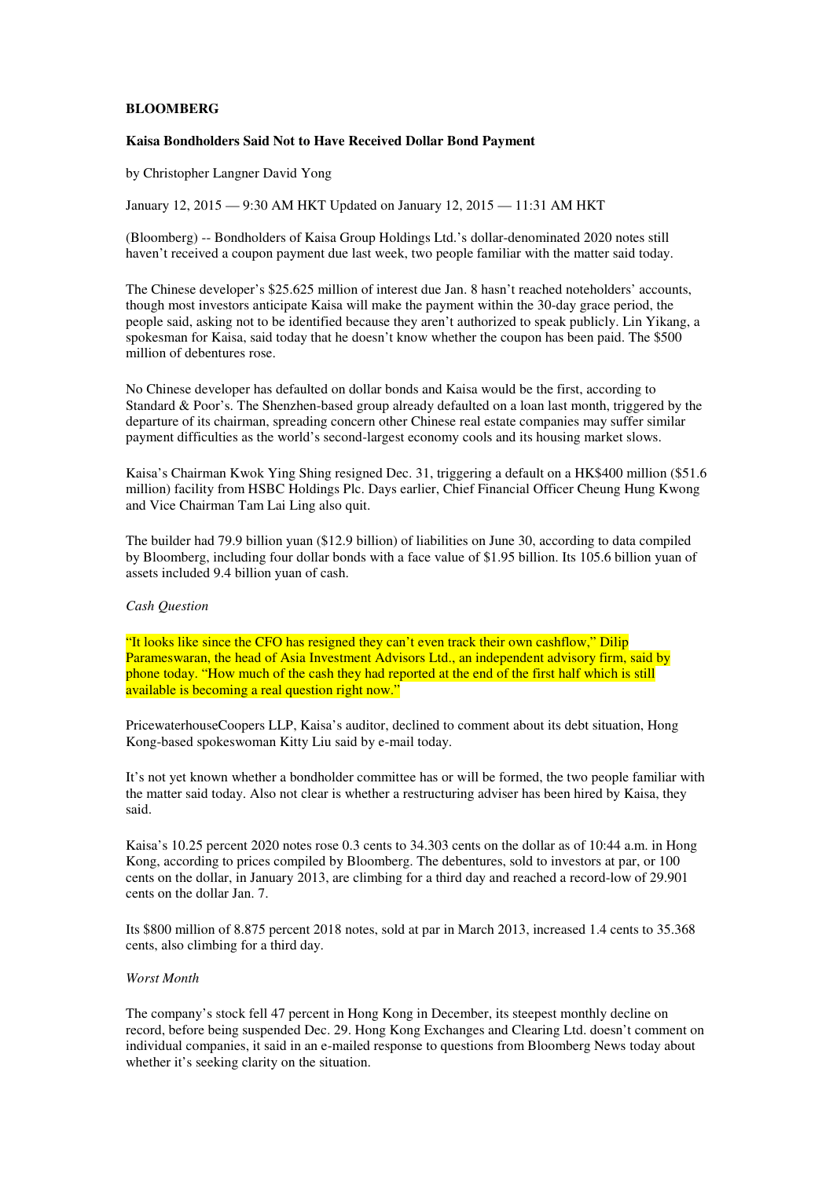**BLOOMBERG**

**Kaisa Bondholders Said Not to Have Received Dollar Bond Payment**

by Christopher Langner David Yong

January 12, 2015 — 9:30 AM HKT Updated on January 12, 2015 — 11:31 AM HKT

(Bloomberg) -- Bondholders of Kaisa Group Holdings Ltd.'s dollar-denominated 2020 notes still haven't received a coupon payment due last week, two people familiar with the matter said today.

The Chinese developer's $25.625 million of interest due Jan. 8 hasn't reached noteholders' accounts, though most investors anticipate Kaisa will make the payment within the 30-day grace period, the people said, asking not to be identified because they aren't authorized to speak publicly. Lin Yikang, a spokesman for Kaisa, said today that he doesn't know whether the coupon has been paid. The $500 million of debentures rose.

No Chinese developer has defaulted on dollar bonds and Kaisa would be the first, according to Standard & Poor's. The Shenzhen-based group already defaulted on a loan last month, triggered by the departure of its chairman, spreading concern other Chinese real estate companies may suffer similar payment difficulties as the world's second-largest economy cools and its housing market slows.

Kaisa's Chairman Kwok Ying Shing resigned Dec. 31, triggering a default on a HK$400 million ($51.6 million) facility from HSBC Holdings Plc. Days earlier, Chief Financial Officer Cheung Hung Kwong and Vice Chairman Tam Lai Ling also quit.

The builder had 79.9 billion yuan ($12.9 billion) of liabilities on June 30, according to data compiled by Bloomberg, including four dollar bonds with a face value of $1.95 billion. Its 105.6 billion yuan of assets included 9.4 billion yuan of cash.

*Cash Question*

"It looks like since the CFO has resigned they can't even track their own cashflow," Dilip Parameswaran, the head of Asia Investment Advisors Ltd., an independent advisory firm, said by phone today. "How much of the cash they had reported at the end of the first half which is still available is becoming a real question right now."

PricewaterhouseCoopers LLP, Kaisa's auditor, declined to comment about its debt situation, Hong Kong-based spokeswoman Kitty Liu said by e-mail today.

It's not yet known whether a bondholder committee has or will be formed, the two people familiar with the matter said today. Also not clear is whether a restructuring adviser has been hired by Kaisa, they said.

Kaisa's 10.25 percent 2020 notes rose 0.3 cents to 34.303 cents on the dollar as of 10:44 a.m. in Hong Kong, according to prices compiled by Bloomberg. The debentures, sold to investors at par, or 100 cents on the dollar, in January 2013, are climbing for a third day and reached a record-low of 29.901 cents on the dollar Jan. 7.

Its $800 million of 8.875 percent 2018 notes, sold at par in March 2013, increased 1.4 cents to 35.368 cents, also climbing for a third day.

*Worst Month*

The company's stock fell 47 percent in Hong Kong in December, its steepest monthly decline on record, before being suspended Dec. 29. Hong Kong Exchanges and Clearing Ltd. doesn't comment on individual companies, it said in an e-mailed response to questions from Bloomberg News today about whether it's seeking clarity on the situation.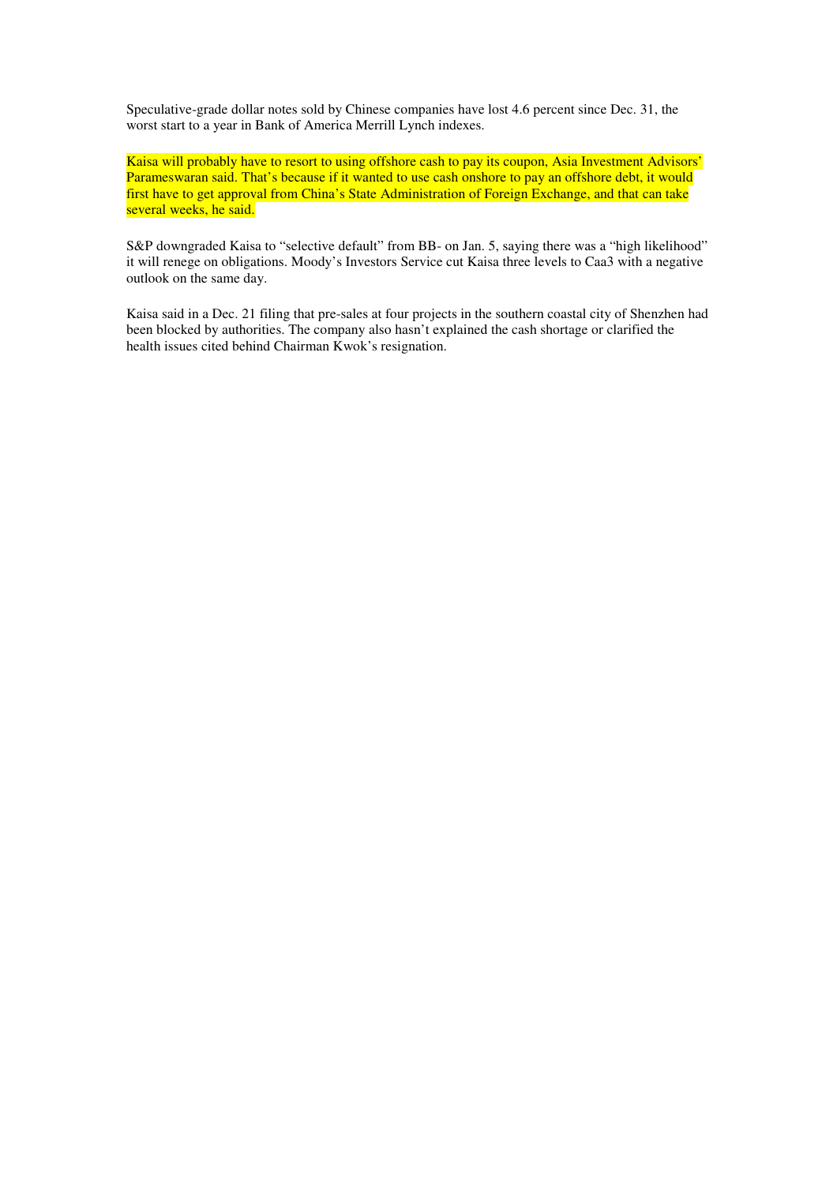Speculative-grade dollar notes sold by Chinese companies have lost 4.6 percent since Dec. 31, the worst start to a year in Bank of America Merrill Lynch indexes.

Kaisa will probably have to resort to using offshore cash to pay its coupon, Asia Investment Advisors' Parameswaran said. That's because if it wanted to use cash onshore to pay an offshore debt, it would first have to get approval from China's State Administration of Foreign Exchange, and that can take several weeks, he said.

S&P downgraded Kaisa to "selective default" from BB- on Jan. 5, saying there was a "high likelihood" it will renege on obligations. Moody's Investors Service cut Kaisa three levels to Caa3 with a negative outlook on the same day.

Kaisa said in a Dec. 21 filing that pre-sales at four projects in the southern coastal city of Shenzhen had been blocked by authorities. The company also hasn't explained the cash shortage or clarified the health issues cited behind Chairman Kwok's resignation.